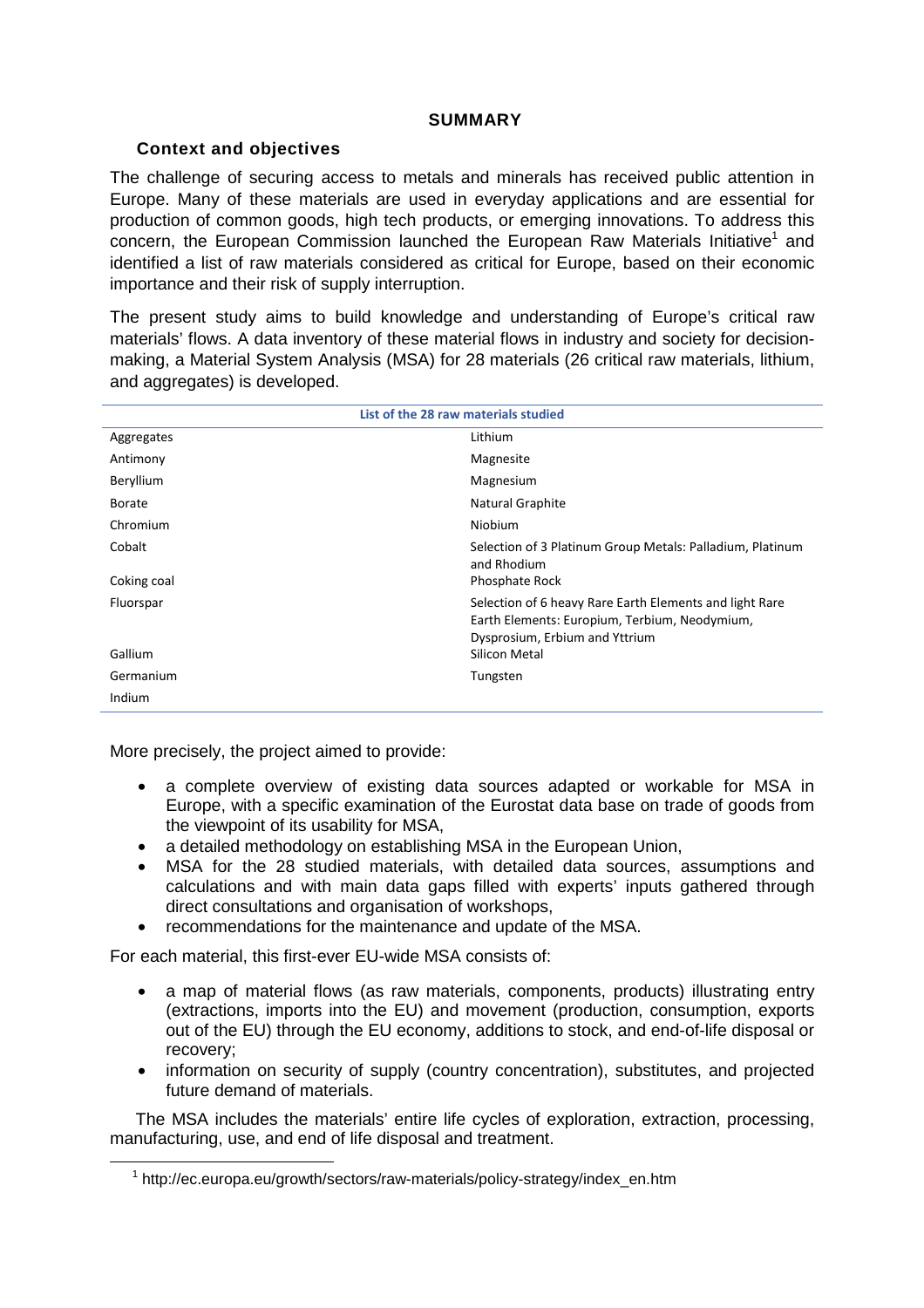## SUMMARY

### Context and objectives

The challenge of securing access to metals and minerals has received public attention in Europe. Many of these materials are used in everyday applications and are essential for production of common goods, high tech products, or emerging innovations. To address this concern, the European Commission launched the European Raw Materials Initiative[1] and identified a list of raw materials considered as critical for Europe, based on their economic importance and their risk of supply interruption.

The present study aims to build knowledge and understanding of Europe's critical raw materials' flows. A data inventory of these material flows in industry and society for decision-making, a Material System Analysis (MSA) for 28 materials (26 critical raw materials, lithium, and aggregates) is developed.

| List of the 28 raw materials studied | |
|---|---|
| Aggregates | Lithium |
| Antimony | Magnesite |
| Beryllium | Magnesium |
| Borate | Natural Graphite |
| Chromium | Niobium |
| Cobalt | Selection of 3 Platinum Group Metals: Palladium, Platinum and Rhodium |
| Coking coal | Phosphate Rock |
| Fluorspar | Selection of 6 heavy Rare Earth Elements and light Rare Earth Elements: Europium, Terbium, Neodymium, Dysprosium, Erbium and Yttrium |
| Gallium | Silicon Metal |
| Germanium | Tungsten |
| Indium | |

More precisely, the project aimed to provide:

- a complete overview of existing data sources adapted or workable for MSA in Europe, with a specific examination of the Eurostat data base on trade of goods from the viewpoint of its usability for MSA,
- a detailed methodology on establishing MSA in the European Union,
- MSA for the 28 studied materials, with detailed data sources, assumptions and calculations and with main data gaps filled with experts' inputs gathered through direct consultations and organisation of workshops,
- recommendations for the maintenance and update of the MSA.

For each material, this first-ever EU-wide MSA consists of:

- a map of material flows (as raw materials, components, products) illustrating entry (extractions, imports into the EU) and movement (production, consumption, exports out of the EU) through the EU economy, additions to stock, and end-of-life disposal or recovery;
- information on security of supply (country concentration), substitutes, and projected future demand of materials.

The MSA includes the materials' entire life cycles of exploration, extraction, processing, manufacturing, use, and end of life disposal and treatment.

[1] http://ec.europa.eu/growth/sectors/raw-materials/policy-strategy/index_en.htm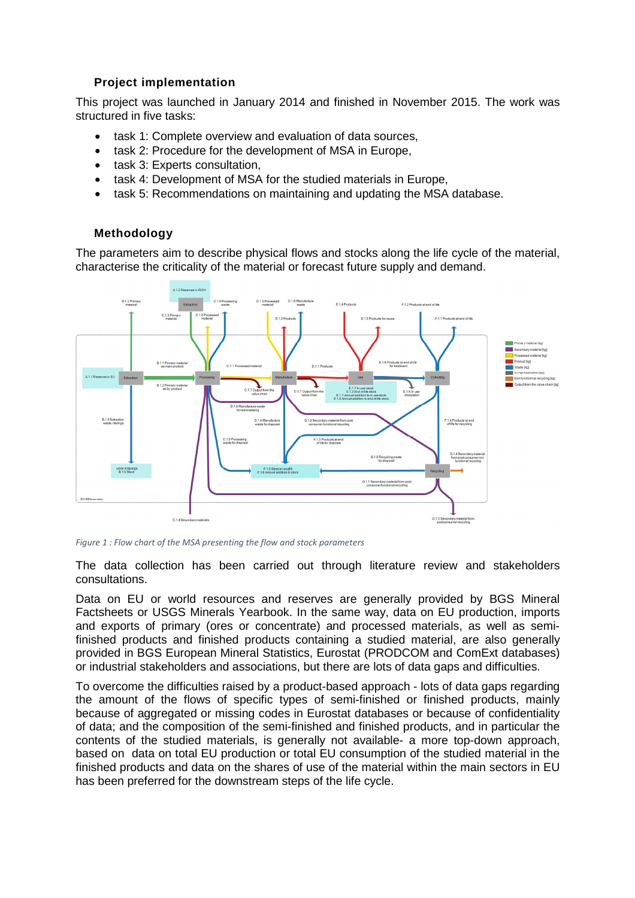### Project implementation

This project was launched in January 2014 and finished in November 2015. The work was structured in five tasks:

- task 1: Complete overview and evaluation of data sources,
- task 2: Procedure for the development of MSA in Europe,
- task 3: Experts consultation,
- task 4: Development of MSA for the studied materials in Europe,
- task 5: Recommendations on maintaining and updating the MSA database.

### Methodology

The parameters aim to describe physical flows and stocks along the life cycle of the material, characterise the criticality of the material or forecast future supply and demand.

*Figure 1 : Flow chart of the MSA presenting the flow and stock parameters*

The data collection has been carried out through literature review and stakeholders consultations.

Data on EU or world resources and reserves are generally provided by BGS Mineral Factsheets or USGS Minerals Yearbook. In the same way, data on EU production, imports and exports of primary (ores or concentrate) and processed materials, as well as semi-finished products and finished products containing a studied material, are also generally provided in BGS European Mineral Statistics, Eurostat (PRODCOM and ComExt databases) or industrial stakeholders and associations, but there are lots of data gaps and difficulties.

To overcome the difficulties raised by a product-based approach - lots of data gaps regarding the amount of the flows of specific types of semi-finished or finished products, mainly because of aggregated or missing codes in Eurostat databases or because of confidentiality of data; and the composition of the semi-finished and finished products, and in particular the contents of the studied materials, is generally not available- a more top-down approach, based on data on total EU production or total EU consumption of the studied material in the finished products and data on the shares of use of the material within the main sectors in EU has been preferred for the downstream steps of the life cycle.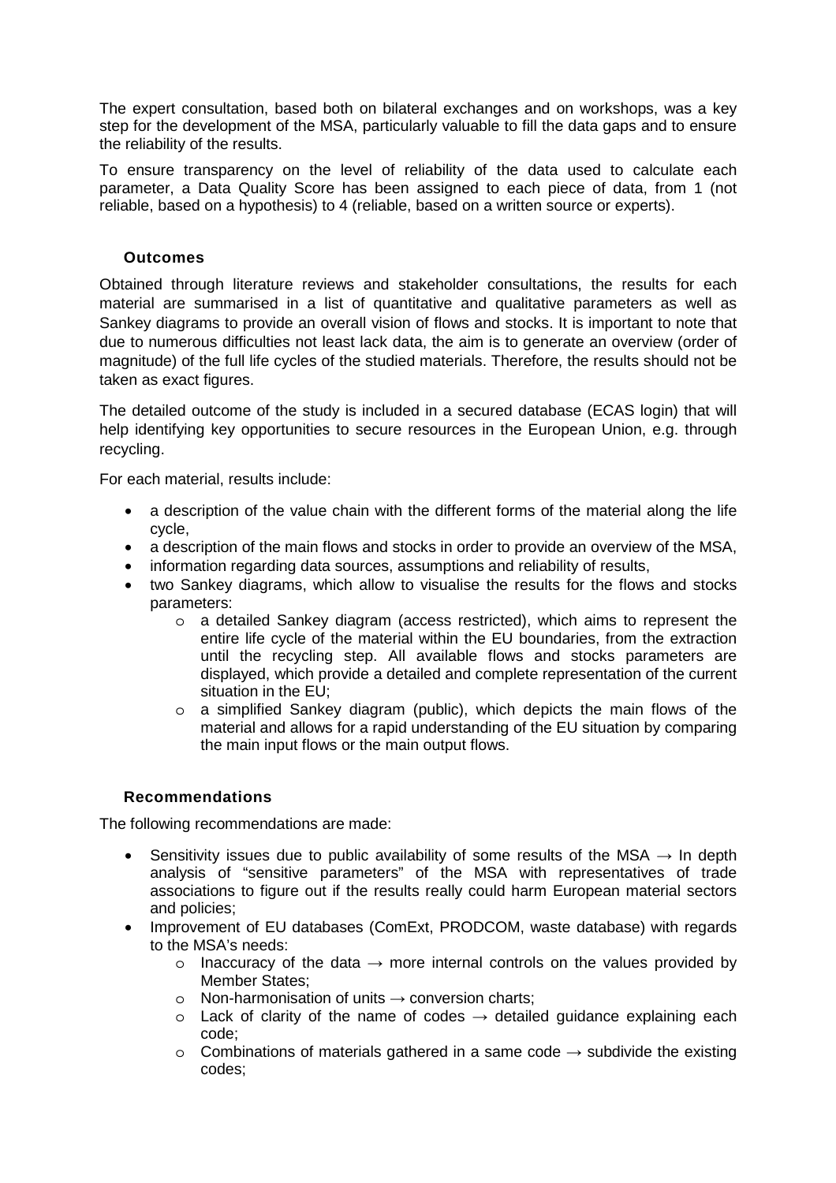The expert consultation, based both on bilateral exchanges and on workshops, was a key step for the development of the MSA, particularly valuable to fill the data gaps and to ensure the reliability of the results.

To ensure transparency on the level of reliability of the data used to calculate each parameter, a Data Quality Score has been assigned to each piece of data, from 1 (not reliable, based on a hypothesis) to 4 (reliable, based on a written source or experts).

### Outcomes

Obtained through literature reviews and stakeholder consultations, the results for each material are summarised in a list of quantitative and qualitative parameters as well as Sankey diagrams to provide an overall vision of flows and stocks. It is important to note that due to numerous difficulties not least lack data, the aim is to generate an overview (order of magnitude) of the full life cycles of the studied materials. Therefore, the results should not be taken as exact figures.

The detailed outcome of the study is included in a secured database (ECAS login) that will help identifying key opportunities to secure resources in the European Union, e.g. through recycling.

For each material, results include:

- a description of the value chain with the different forms of the material along the life cycle,
- a description of the main flows and stocks in order to provide an overview of the MSA,
- information regarding data sources, assumptions and reliability of results,
- two Sankey diagrams, which allow to visualise the results for the flows and stocks parameters:
    - a detailed Sankey diagram (access restricted), which aims to represent the entire life cycle of the material within the EU boundaries, from the extraction until the recycling step. All available flows and stocks parameters are displayed, which provide a detailed and complete representation of the current situation in the EU;
    - a simplified Sankey diagram (public), which depicts the main flows of the material and allows for a rapid understanding of the EU situation by comparing the main input flows or the main output flows.

### Recommendations

The following recommendations are made:

- Sensitivity issues due to public availability of some results of the MSA → In depth analysis of "sensitive parameters" of the MSA with representatives of trade associations to figure out if the results really could harm European material sectors and policies;
- Improvement of EU databases (ComExt, PRODCOM, waste database) with regards to the MSA's needs:
    - Inaccuracy of the data → more internal controls on the values provided by Member States;
    - Non-harmonisation of units → conversion charts;
    - Lack of clarity of the name of codes → detailed guidance explaining each code;
    - Combinations of materials gathered in a same code → subdivide the existing codes;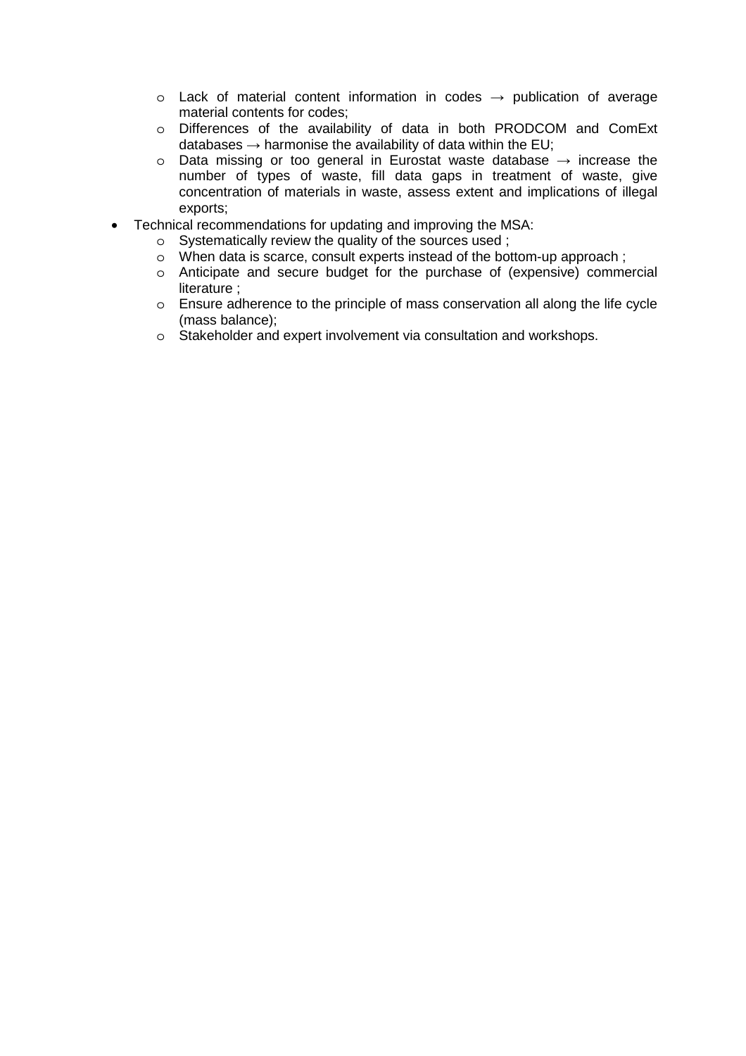- Lack of material content information in codes → publication of average material contents for codes;
    - Differences of the availability of data in both PRODCOM and ComExt databases → harmonise the availability of data within the EU;
    - Data missing or too general in Eurostat waste database → increase the number of types of waste, fill data gaps in treatment of waste, give concentration of materials in waste, assess extent and implications of illegal exports;
- Technical recommendations for updating and improving the MSA:
    - Systematically review the quality of the sources used ;
    - When data is scarce, consult experts instead of the bottom-up approach ;
    - Anticipate and secure budget for the purchase of (expensive) commercial literature ;
    - Ensure adherence to the principle of mass conservation all along the life cycle (mass balance);
    - Stakeholder and expert involvement via consultation and workshops.